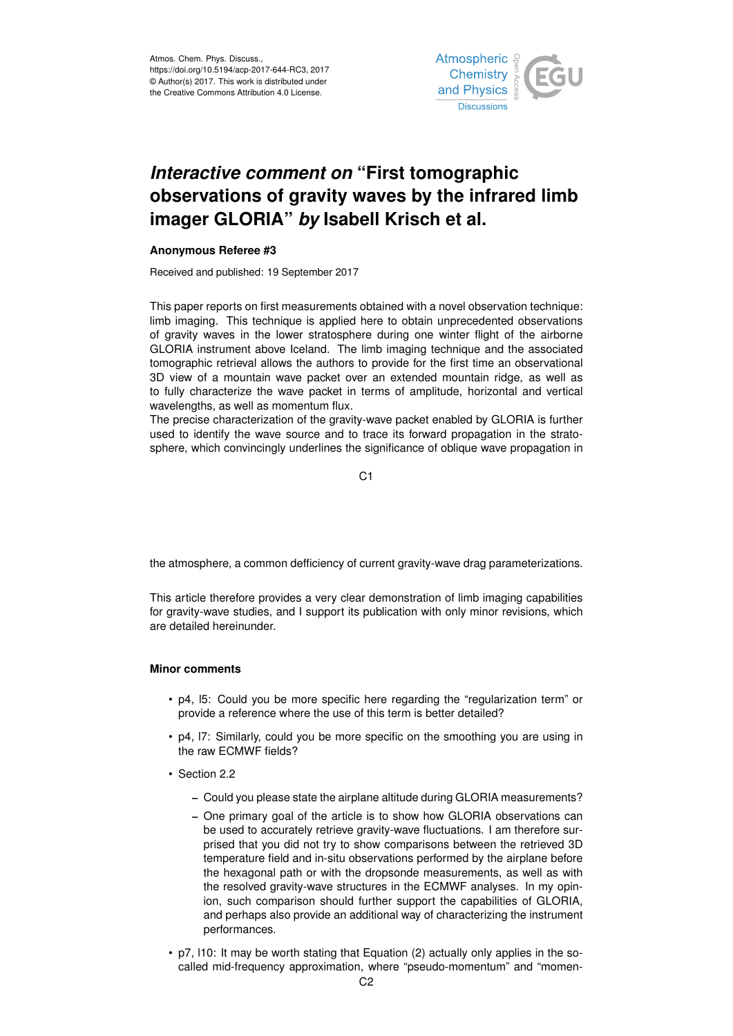Atmos. Chem. Phys. Discuss.,
https://doi.org/10.5194/acp-2017-644-RC3, 2017
© Author(s) 2017. This work is distributed under
the Creative Commons Attribution 4.0 License.

# *Interactive comment on* "First tomographic observations of gravity waves by the infrared limb imager GLORIA" *by* Isabell Krisch et al.

**Anonymous Referee #3**

Received and published: 19 September 2017

This paper reports on first measurements obtained with a novel observation technique: limb imaging. This technique is applied here to obtain unprecedented observations of gravity waves in the lower stratosphere during one winter flight of the airborne GLORIA instrument above Iceland. The limb imaging technique and the associated tomographic retrieval allows the authors to provide for the first time an observational 3D view of a mountain wave packet over an extended mountain ridge, as well as to fully characterize the wave packet in terms of amplitude, horizontal and vertical wavelengths, as well as momentum flux.
The precise characterization of the gravity-wave packet enabled by GLORIA is further used to identify the wave source and to trace its forward propagation in the stratosphere, which convincingly underlines the significance of oblique wave propagation in the atmosphere, a common defficiency of current gravity-wave drag parameterizations.

This article therefore provides a very clear demonstration of limb imaging capabilities for gravity-wave studies, and I support its publication with only minor revisions, which are detailed hereinunder.

**Minor comments**

- p4, l5: Could you be more specific here regarding the "regularization term" or provide a reference where the use of this term is better detailed?
- p4, l7: Similarly, could you be more specific on the smoothing you are using in the raw ECMWF fields?
- Section 2.2
  - Could you please state the airplane altitude during GLORIA measurements?
  - One primary goal of the article is to show how GLORIA observations can be used to accurately retrieve gravity-wave fluctuations. I am therefore surprised that you did not try to show comparisons between the retrieved 3D temperature field and in-situ observations performed by the airplane before the hexagonal path or with the dropsonde measurements, as well as with the resolved gravity-wave structures in the ECMWF analyses. In my opinion, such comparison should further support the capabilities of GLORIA, and perhaps also provide an additional way of characterizing the instrument performances.
- p7, l10: It may be worth stating that Equation (2) actually only applies in the so-called mid-frequency approximation, where "pseudo-momentum" and "momen-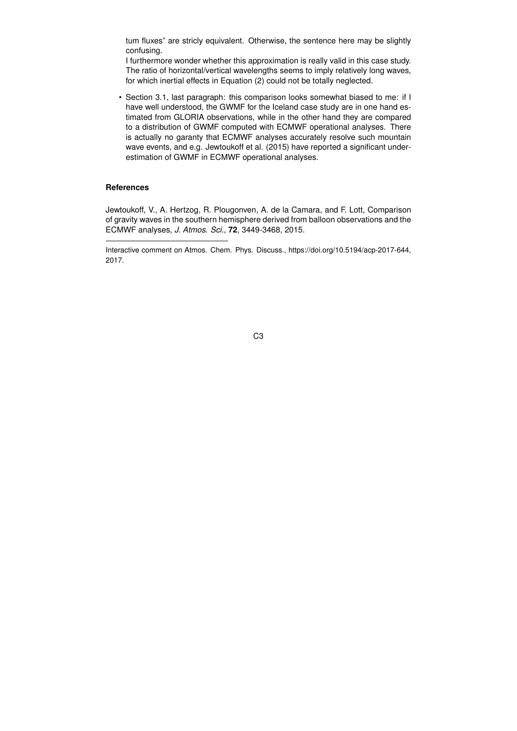tum fluxes" are stricly equivalent. Otherwise, the sentence here may be slightly confusing.

I furthermore wonder whether this approximation is really valid in this case study. The ratio of horizontal/vertical wavelengths seems to imply relatively long waves, for which inertial effects in Equation (2) could not be totally neglected.

- Section 3.1, last paragraph: this comparison looks somewhat biased to me: if I have well understood, the GWMF for the Iceland case study are in one hand estimated from GLORIA observations, while in the other hand they are compared to a distribution of GWMF computed with ECMWF operational analyses. There is actually no garanty that ECMWF analyses accurately resolve such mountain wave events, and e.g. Jewtoukoff et al. (2015) have reported a significant underestimation of GWMF in ECMWF operational analyses.

## References

Jewtoukoff, V., A. Hertzog, R. Plougonven, A. de la Camara, and F. Lott, Comparison of gravity waves in the southern hemisphere derived from balloon observations and the ECMWF analyses, *J. Atmos. Sci.*, **72**, 3449-3468, 2015.

---

Interactive comment on Atmos. Chem. Phys. Discuss., https://doi.org/10.5194/acp-2017-644, 2017.